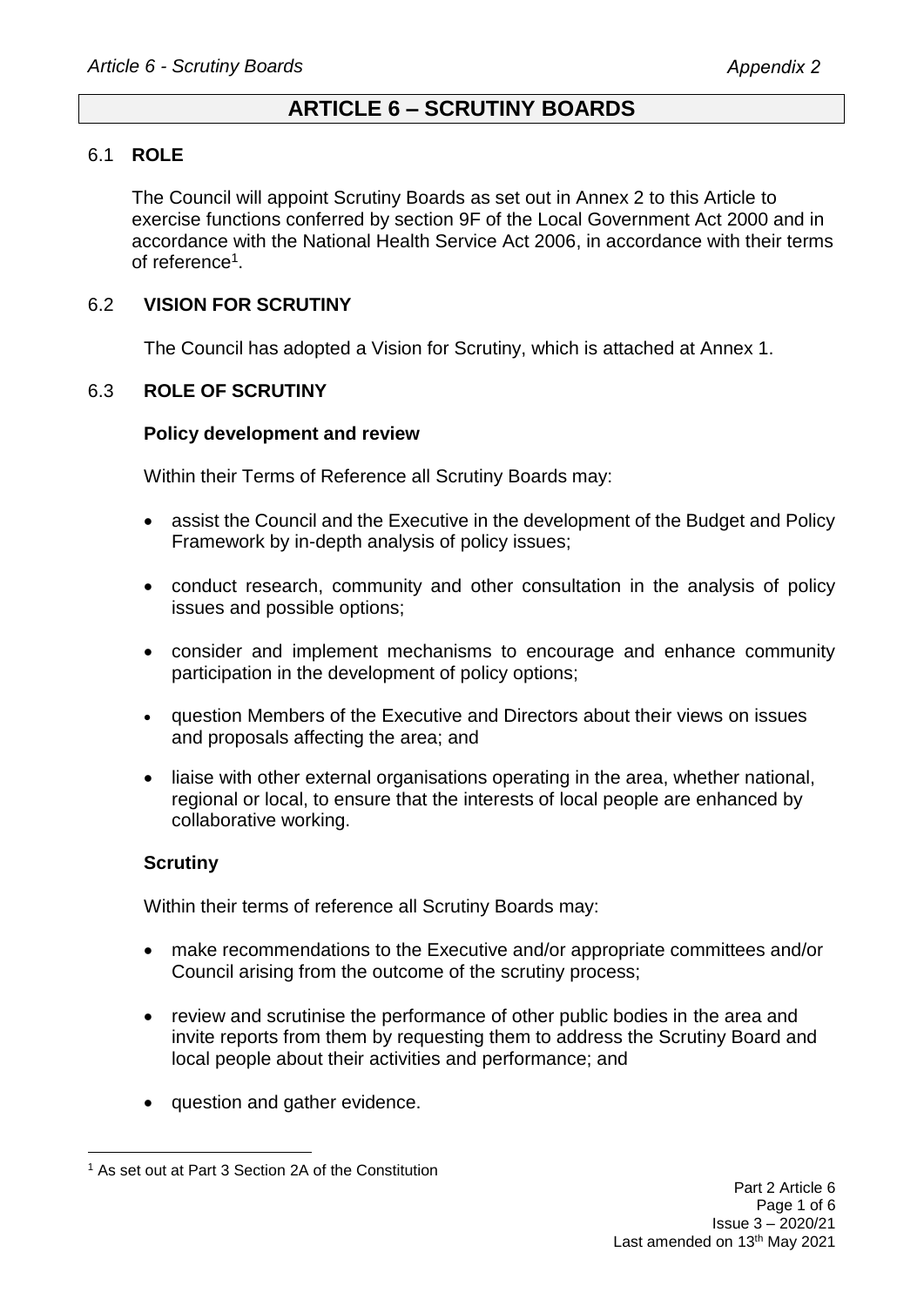# ARTICLE 6 – SCRUTINY BOARDS

## 6.1 ROLE

The Council will appoint Scrutiny Boards as set out in Annex 2 to this Article to exercise functions conferred by section 9F of the Local Government Act 2000 and in accordance with the National Health Service Act 2006, in accordance with their terms of reference[1].

## 6.2 VISION FOR SCRUTINY

The Council has adopted a Vision for Scrutiny, which is attached at Annex 1.

## 6.3 ROLE OF SCRUTINY

### Policy development and review

Within their Terms of Reference all Scrutiny Boards may:

- assist the Council and the Executive in the development of the Budget and Policy Framework by in-depth analysis of policy issues;
- conduct research, community and other consultation in the analysis of policy issues and possible options;
- consider and implement mechanisms to encourage and enhance community participation in the development of policy options;
- question Members of the Executive and Directors about their views on issues and proposals affecting the area; and
- liaise with other external organisations operating in the area, whether national, regional or local, to ensure that the interests of local people are enhanced by collaborative working.

### Scrutiny

Within their terms of reference all Scrutiny Boards may:

- make recommendations to the Executive and/or appropriate committees and/or Council arising from the outcome of the scrutiny process;
- review and scrutinise the performance of other public bodies in the area and invite reports from them by requesting them to address the Scrutiny Board and local people about their activities and performance; and
- question and gather evidence.

[1] As set out at Part 3 Section 2A of the Constitution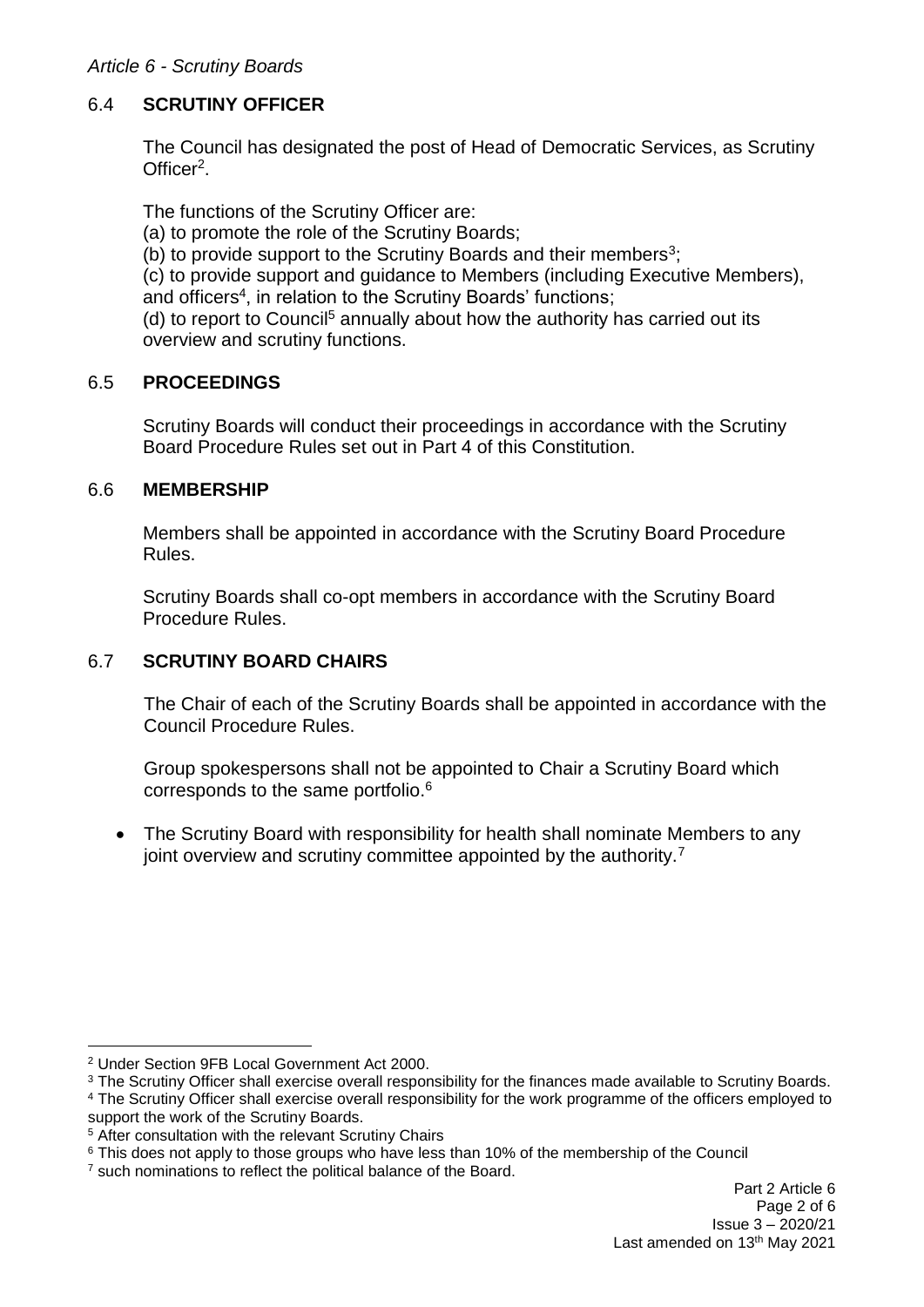## 6.4 SCRUTINY OFFICER

The Council has designated the post of Head of Democratic Services, as Scrutiny Officer[2].

The functions of the Scrutiny Officer are:
(a) to promote the role of the Scrutiny Boards;
(b) to provide support to the Scrutiny Boards and their members[3];
(c) to provide support and guidance to Members (including Executive Members), and officers[4], in relation to the Scrutiny Boards' functions;
(d) to report to Council[5] annually about how the authority has carried out its overview and scrutiny functions.

## 6.5 PROCEEDINGS

Scrutiny Boards will conduct their proceedings in accordance with the Scrutiny Board Procedure Rules set out in Part 4 of this Constitution.

## 6.6 MEMBERSHIP

Members shall be appointed in accordance with the Scrutiny Board Procedure Rules.

Scrutiny Boards shall co-opt members in accordance with the Scrutiny Board Procedure Rules.

## 6.7 SCRUTINY BOARD CHAIRS

The Chair of each of the Scrutiny Boards shall be appointed in accordance with the Council Procedure Rules.

Group spokespersons shall not be appointed to Chair a Scrutiny Board which corresponds to the same portfolio.[6]

- The Scrutiny Board with responsibility for health shall nominate Members to any joint overview and scrutiny committee appointed by the authority.[7]

---

[2] Under Section 9FB Local Government Act 2000.
[3] The Scrutiny Officer shall exercise overall responsibility for the finances made available to Scrutiny Boards.
[4] The Scrutiny Officer shall exercise overall responsibility for the work programme of the officers employed to support the work of the Scrutiny Boards.
[5] After consultation with the relevant Scrutiny Chairs
[6] This does not apply to those groups who have less than 10% of the membership of the Council
[7] such nominations to reflect the political balance of the Board.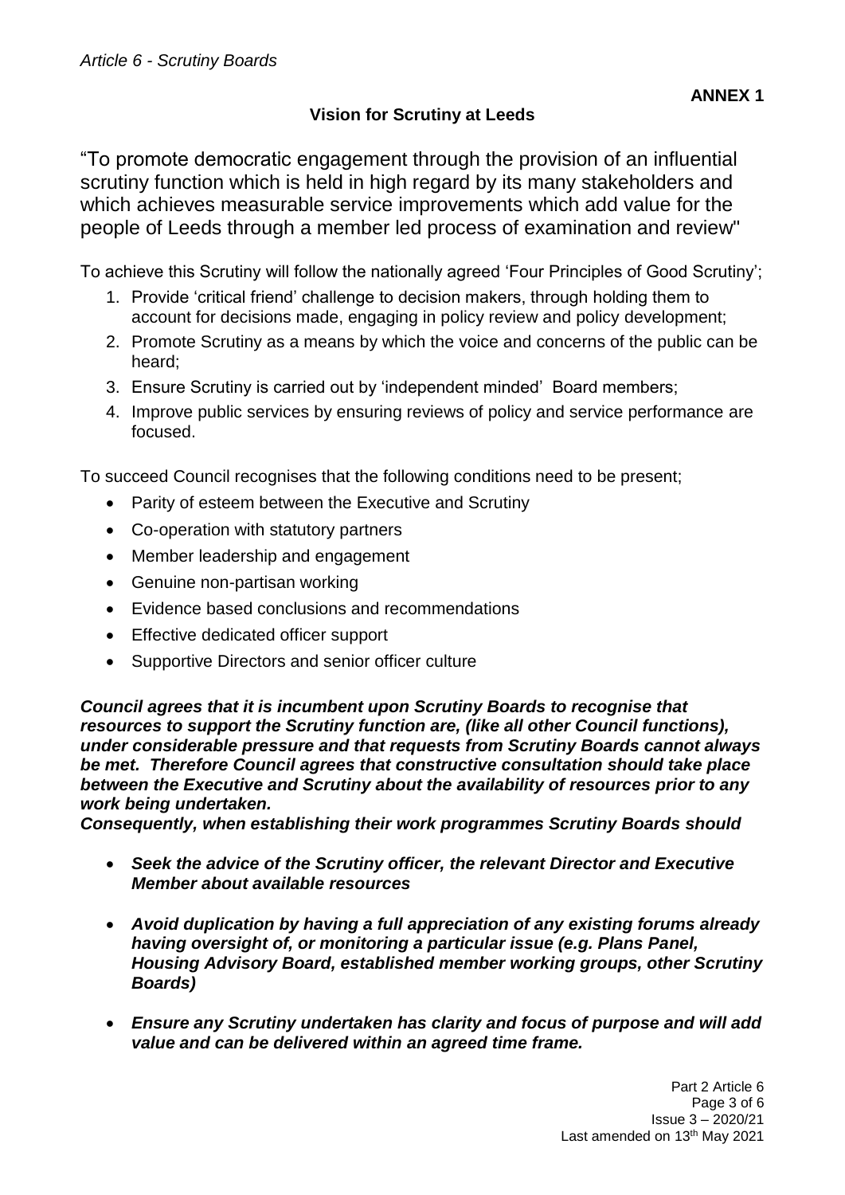**ANNEX 1**

## Vision for Scrutiny at Leeds

"To promote democratic engagement through the provision of an influential scrutiny function which is held in high regard by its many stakeholders and which achieves measurable service improvements which add value for the people of Leeds through a member led process of examination and review"

To achieve this Scrutiny will follow the nationally agreed 'Four Principles of Good Scrutiny';

1. Provide 'critical friend' challenge to decision makers, through holding them to account for decisions made, engaging in policy review and policy development;
2. Promote Scrutiny as a means by which the voice and concerns of the public can be heard;
3. Ensure Scrutiny is carried out by 'independent minded' Board members;
4. Improve public services by ensuring reviews of policy and service performance are focused.

To succeed Council recognises that the following conditions need to be present;

- Parity of esteem between the Executive and Scrutiny
- Co-operation with statutory partners
- Member leadership and engagement
- Genuine non-partisan working
- Evidence based conclusions and recommendations
- Effective dedicated officer support
- Supportive Directors and senior officer culture

***Council agrees that it is incumbent upon Scrutiny Boards to recognise that resources to support the Scrutiny function are, (like all other Council functions), under considerable pressure and that requests from Scrutiny Boards cannot always be met. Therefore Council agrees that constructive consultation should take place between the Executive and Scrutiny about the availability of resources prior to any work being undertaken.***

***Consequently, when establishing their work programmes Scrutiny Boards should***

- ***Seek the advice of the Scrutiny officer, the relevant Director and Executive Member about available resources***
- ***Avoid duplication by having a full appreciation of any existing forums already having oversight of, or monitoring a particular issue (e.g. Plans Panel, Housing Advisory Board, established member working groups, other Scrutiny Boards)***
- ***Ensure any Scrutiny undertaken has clarity and focus of purpose and will add value and can be delivered within an agreed time frame.***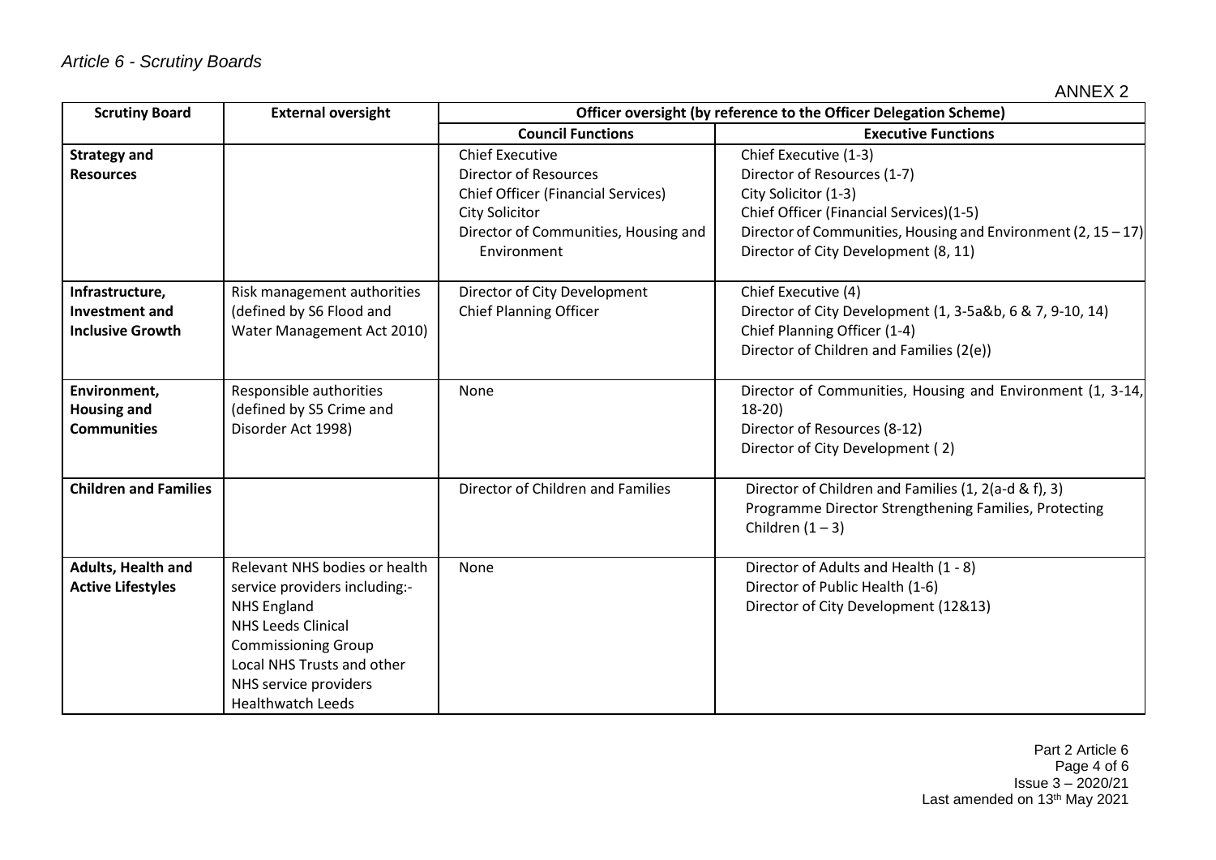*Article 6 - Scrutiny Boards*

ANNEX 2

| Scrutiny Board | External oversight | Officer oversight (by reference to the Officer Delegation Scheme) | |
|---|---|---|---|
| | | **Council Functions** | **Executive Functions** |
| **Strategy and Resources** | | Chief Executive<br>Director of Resources<br>Chief Officer (Financial Services)<br>City Solicitor<br>Director of Communities, Housing and Environment | Chief Executive (1-3)<br>Director of Resources (1-7)<br>City Solicitor (1-3)<br>Chief Officer (Financial Services)(1-5)<br>Director of Communities, Housing and Environment (2, 15 – 17)<br>Director of City Development (8, 11) |
| **Infrastructure, Investment and Inclusive Growth** | Risk management authorities (defined by S6 Flood and Water Management Act 2010) | Director of City Development<br>Chief Planning Officer | Chief Executive (4)<br>Director of City Development (1, 3-5a&b, 6 & 7, 9-10, 14)<br>Chief Planning Officer (1-4)<br>Director of Children and Families (2(e)) |
| **Environment, Housing and Communities** | Responsible authorities (defined by S5 Crime and Disorder Act 1998) | None | Director of Communities, Housing and Environment (1, 3-14, 18-20)<br>Director of Resources (8-12)<br>Director of City Development ( 2) |
| **Children and Families** | | Director of Children and Families | Director of Children and Families (1, 2(a-d & f), 3)<br>Programme Director Strengthening Families, Protecting Children (1 – 3) |
| **Adults, Health and Active Lifestyles** | Relevant NHS bodies or health service providers including:-<br>NHS England<br>NHS Leeds Clinical Commissioning Group<br>Local NHS Trusts and other NHS service providers<br>Healthwatch Leeds | None | Director of Adults and Health (1 - 8)<br>Director of Public Health (1-6)<br>Director of City Development (12&13) |

Part 2 Article 6

Issue 3 – 2020/21
Last amended on 13th May 2021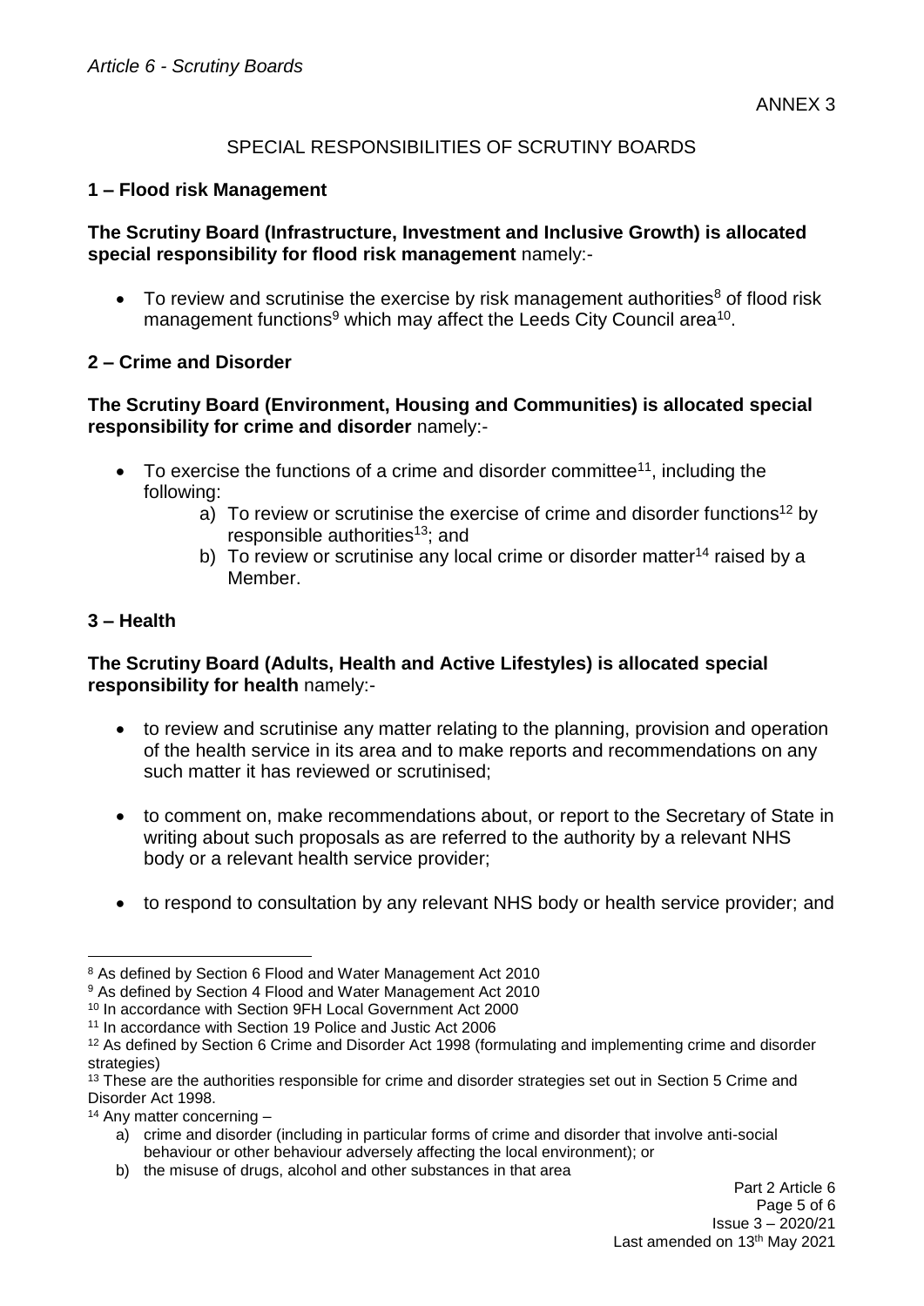ANNEX 3

## SPECIAL RESPONSIBILITIES OF SCRUTINY BOARDS

### 1 – Flood risk Management

**The Scrutiny Board (Infrastructure, Investment and Inclusive Growth) is allocated special responsibility for flood risk management** namely:-

- To review and scrutinise the exercise by risk management authorities[8] of flood risk management functions[9] which may affect the Leeds City Council area[10].

### 2 – Crime and Disorder

**The Scrutiny Board (Environment, Housing and Communities) is allocated special responsibility for crime and disorder** namely:-

- To exercise the functions of a crime and disorder committee[11], including the following:
  a) To review or scrutinise the exercise of crime and disorder functions[12] by responsible authorities[13]; and
  b) To review or scrutinise any local crime or disorder matter[14] raised by a Member.

### 3 – Health

**The Scrutiny Board (Adults, Health and Active Lifestyles) is allocated special responsibility for health** namely:-

- to review and scrutinise any matter relating to the planning, provision and operation of the health service in its area and to make reports and recommendations on any such matter it has reviewed or scrutinised;

- to comment on, make recommendations about, or report to the Secretary of State in writing about such proposals as are referred to the authority by a relevant NHS body or a relevant health service provider;

- to respond to consultation by any relevant NHS body or health service provider; and

---

[8] As defined by Section 6 Flood and Water Management Act 2010

[9] As defined by Section 4 Flood and Water Management Act 2010

[10] In accordance with Section 9FH Local Government Act 2000

[11] In accordance with Section 19 Police and Justic Act 2006

[12] As defined by Section 6 Crime and Disorder Act 1998 (formulating and implementing crime and disorder strategies)

[13] These are the authorities responsible for crime and disorder strategies set out in Section 5 Crime and Disorder Act 1998.

[14] Any matter concerning –

a) crime and disorder (including in particular forms of crime and disorder that involve anti-social behaviour or other behaviour adversely affecting the local environment); or

b) the misuse of drugs, alcohol and other substances in that area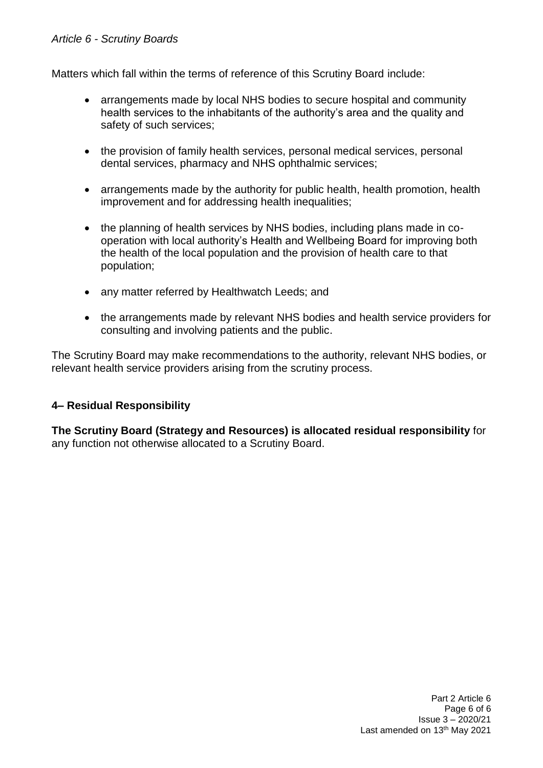Matters which fall within the terms of reference of this Scrutiny Board include:

- arrangements made by local NHS bodies to secure hospital and community health services to the inhabitants of the authority's area and the quality and safety of such services;
- the provision of family health services, personal medical services, personal dental services, pharmacy and NHS ophthalmic services;
- arrangements made by the authority for public health, health promotion, health improvement and for addressing health inequalities;
- the planning of health services by NHS bodies, including plans made in co-operation with local authority's Health and Wellbeing Board for improving both the health of the local population and the provision of health care to that population;
- any matter referred by Healthwatch Leeds; and
- the arrangements made by relevant NHS bodies and health service providers for consulting and involving patients and the public.

The Scrutiny Board may make recommendations to the authority, relevant NHS bodies, or relevant health service providers arising from the scrutiny process.

## 4– Residual Responsibility

**The Scrutiny Board (Strategy and Resources) is allocated residual responsibility** for any function not otherwise allocated to a Scrutiny Board.